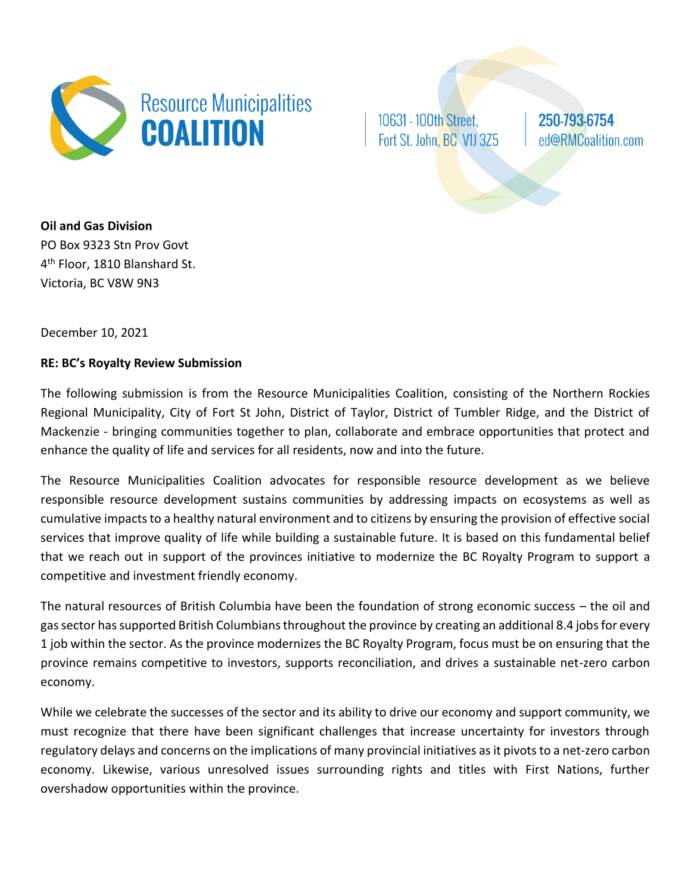**Resource Municipalities COALITION**

10631 - 100th Street,
Fort St. John, BC V1J 3Z5

250-793-6754
ed@RMCoalition.com

**Oil and Gas Division**
PO Box 9323 Stn Prov Govt
4th Floor, 1810 Blanshard St.
Victoria, BC V8W 9N3

December 10, 2021

**RE: BC's Royalty Review Submission**

The following submission is from the Resource Municipalities Coalition, consisting of the Northern Rockies Regional Municipality, City of Fort St John, District of Taylor, District of Tumbler Ridge, and the District of Mackenzie - bringing communities together to plan, collaborate and embrace opportunities that protect and enhance the quality of life and services for all residents, now and into the future.

The Resource Municipalities Coalition advocates for responsible resource development as we believe responsible resource development sustains communities by addressing impacts on ecosystems as well as cumulative impacts to a healthy natural environment and to citizens by ensuring the provision of effective social services that improve quality of life while building a sustainable future. It is based on this fundamental belief that we reach out in support of the provinces initiative to modernize the BC Royalty Program to support a competitive and investment friendly economy.

The natural resources of British Columbia have been the foundation of strong economic success – the oil and gas sector has supported British Columbians throughout the province by creating an additional 8.4 jobs for every 1 job within the sector. As the province modernizes the BC Royalty Program, focus must be on ensuring that the province remains competitive to investors, supports reconciliation, and drives a sustainable net-zero carbon economy.

While we celebrate the successes of the sector and its ability to drive our economy and support community, we must recognize that there have been significant challenges that increase uncertainty for investors through regulatory delays and concerns on the implications of many provincial initiatives as it pivots to a net-zero carbon economy. Likewise, various unresolved issues surrounding rights and titles with First Nations, further overshadow opportunities within the province.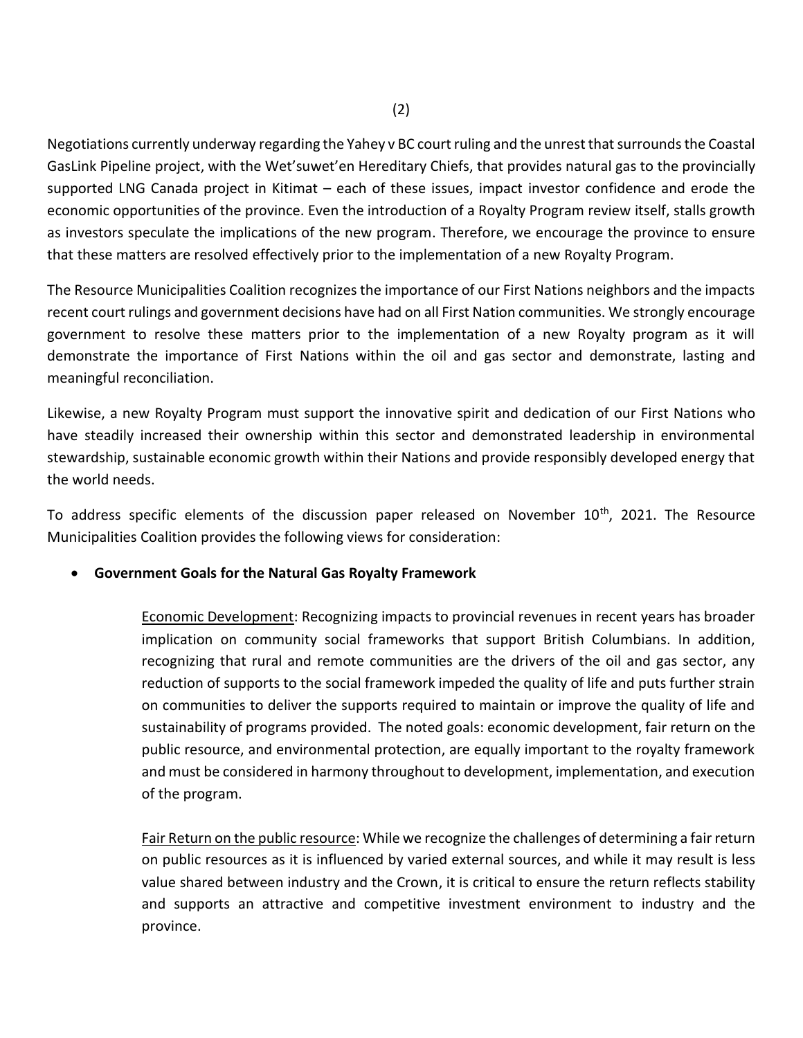Negotiations currently underway regarding the Yahey v BC court ruling and the unrest that surrounds the Coastal GasLink Pipeline project, with the Wet'suwet'en Hereditary Chiefs, that provides natural gas to the provincially supported LNG Canada project in Kitimat – each of these issues, impact investor confidence and erode the economic opportunities of the province. Even the introduction of a Royalty Program review itself, stalls growth as investors speculate the implications of the new program. Therefore, we encourage the province to ensure that these matters are resolved effectively prior to the implementation of a new Royalty Program.

The Resource Municipalities Coalition recognizes the importance of our First Nations neighbors and the impacts recent court rulings and government decisions have had on all First Nation communities. We strongly encourage government to resolve these matters prior to the implementation of a new Royalty program as it will demonstrate the importance of First Nations within the oil and gas sector and demonstrate, lasting and meaningful reconciliation.

Likewise, a new Royalty Program must support the innovative spirit and dedication of our First Nations who have steadily increased their ownership within this sector and demonstrated leadership in environmental stewardship, sustainable economic growth within their Nations and provide responsibly developed energy that the world needs.

To address specific elements of the discussion paper released on November 10th, 2021. The Resource Municipalities Coalition provides the following views for consideration:

- **Government Goals for the Natural Gas Royalty Framework**

  Economic Development: Recognizing impacts to provincial revenues in recent years has broader implication on community social frameworks that support British Columbians. In addition, recognizing that rural and remote communities are the drivers of the oil and gas sector, any reduction of supports to the social framework impeded the quality of life and puts further strain on communities to deliver the supports required to maintain or improve the quality of life and sustainability of programs provided. The noted goals: economic development, fair return on the public resource, and environmental protection, are equally important to the royalty framework and must be considered in harmony throughout to development, implementation, and execution of the program.

  Fair Return on the public resource: While we recognize the challenges of determining a fair return on public resources as it is influenced by varied external sources, and while it may result is less value shared between industry and the Crown, it is critical to ensure the return reflects stability and supports an attractive and competitive investment environment to industry and the province.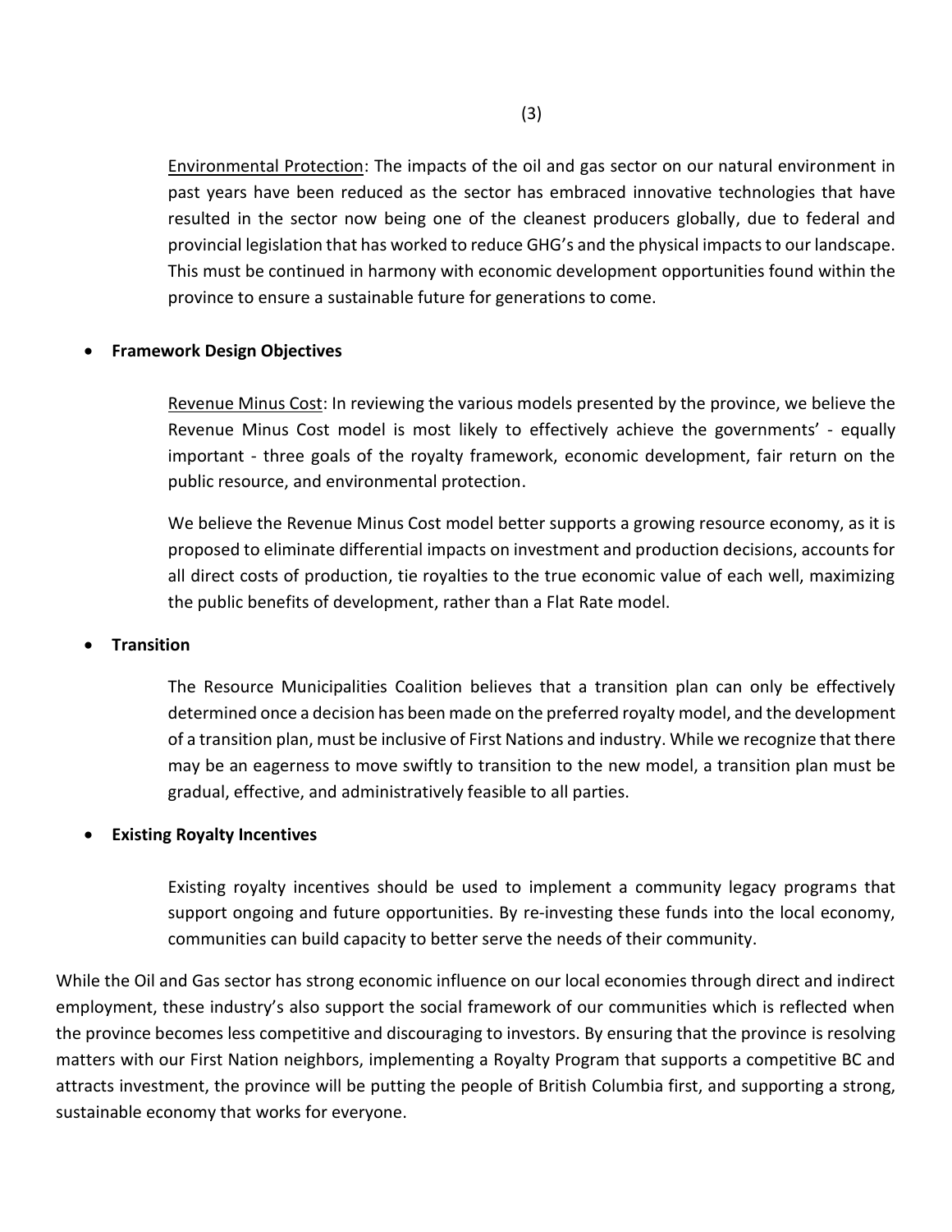Environmental Protection: The impacts of the oil and gas sector on our natural environment in past years have been reduced as the sector has embraced innovative technologies that have resulted in the sector now being one of the cleanest producers globally, due to federal and provincial legislation that has worked to reduce GHG's and the physical impacts to our landscape. This must be continued in harmony with economic development opportunities found within the province to ensure a sustainable future for generations to come.

- **Framework Design Objectives**

Revenue Minus Cost: In reviewing the various models presented by the province, we believe the Revenue Minus Cost model is most likely to effectively achieve the governments' - equally important - three goals of the royalty framework, economic development, fair return on the public resource, and environmental protection.

We believe the Revenue Minus Cost model better supports a growing resource economy, as it is proposed to eliminate differential impacts on investment and production decisions, accounts for all direct costs of production, tie royalties to the true economic value of each well, maximizing the public benefits of development, rather than a Flat Rate model.

- **Transition**

The Resource Municipalities Coalition believes that a transition plan can only be effectively determined once a decision has been made on the preferred royalty model, and the development of a transition plan, must be inclusive of First Nations and industry. While we recognize that there may be an eagerness to move swiftly to transition to the new model, a transition plan must be gradual, effective, and administratively feasible to all parties.

- **Existing Royalty Incentives**

Existing royalty incentives should be used to implement a community legacy programs that support ongoing and future opportunities. By re-investing these funds into the local economy, communities can build capacity to better serve the needs of their community.

While the Oil and Gas sector has strong economic influence on our local economies through direct and indirect employment, these industry's also support the social framework of our communities which is reflected when the province becomes less competitive and discouraging to investors. By ensuring that the province is resolving matters with our First Nation neighbors, implementing a Royalty Program that supports a competitive BC and attracts investment, the province will be putting the people of British Columbia first, and supporting a strong, sustainable economy that works for everyone.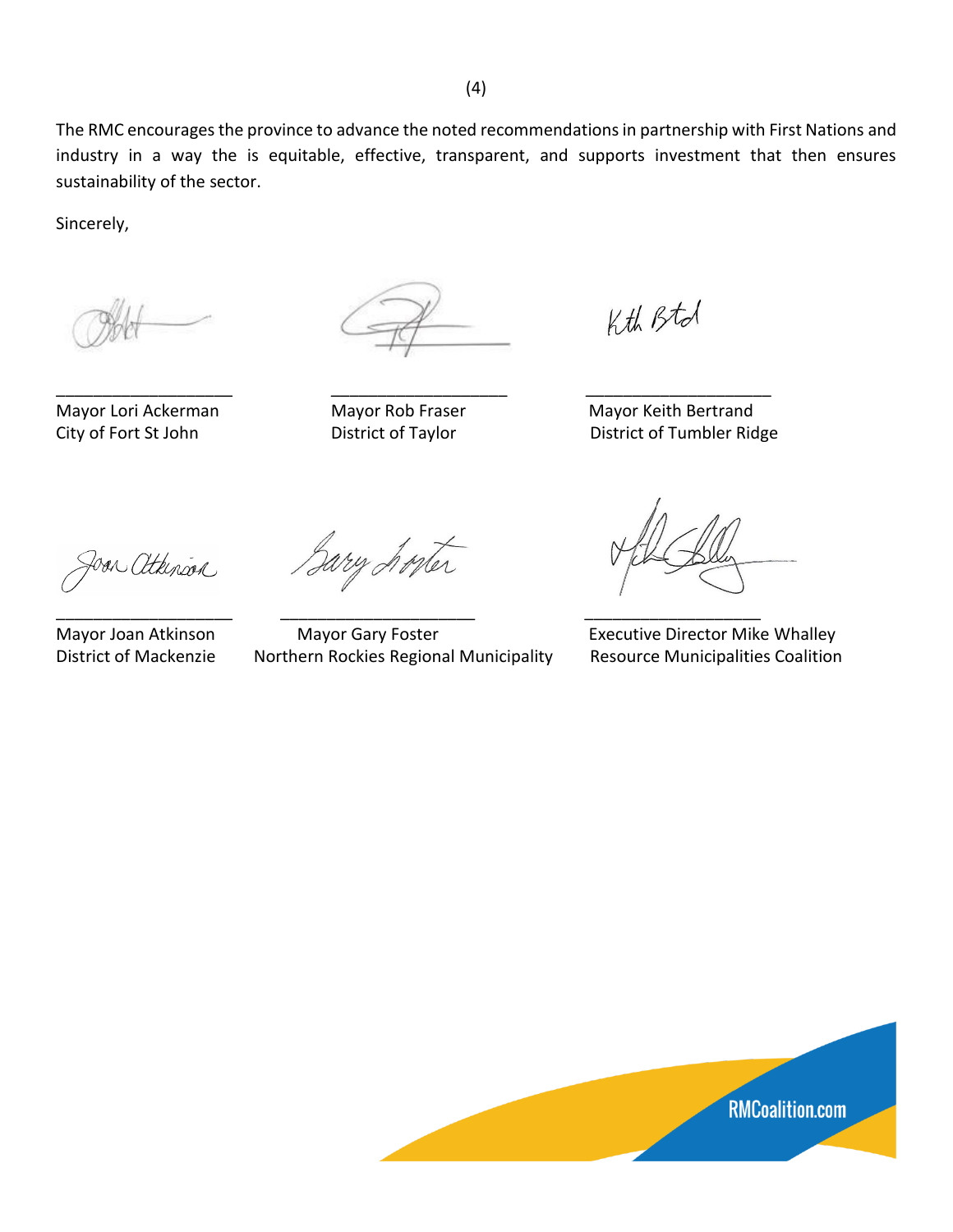The RMC encourages the province to advance the noted recommendations in partnership with First Nations and industry in a way the is equitable, effective, transparent, and supports investment that then ensures sustainability of the sector.

Sincerely,

| | | |
|---|---|---|
| Mayor Lori Ackerman<br>City of Fort St John | Mayor Rob Fraser<br>District of Taylor | Mayor Keith Bertrand<br>District of Tumbler Ridge |
| Mayor Joan Atkinson<br>District of Mackenzie | Mayor Gary Foster<br>Northern Rockies Regional Municipality | Executive Director Mike Whalley<br>Resource Municipalities Coalition |

RMCoalition.com